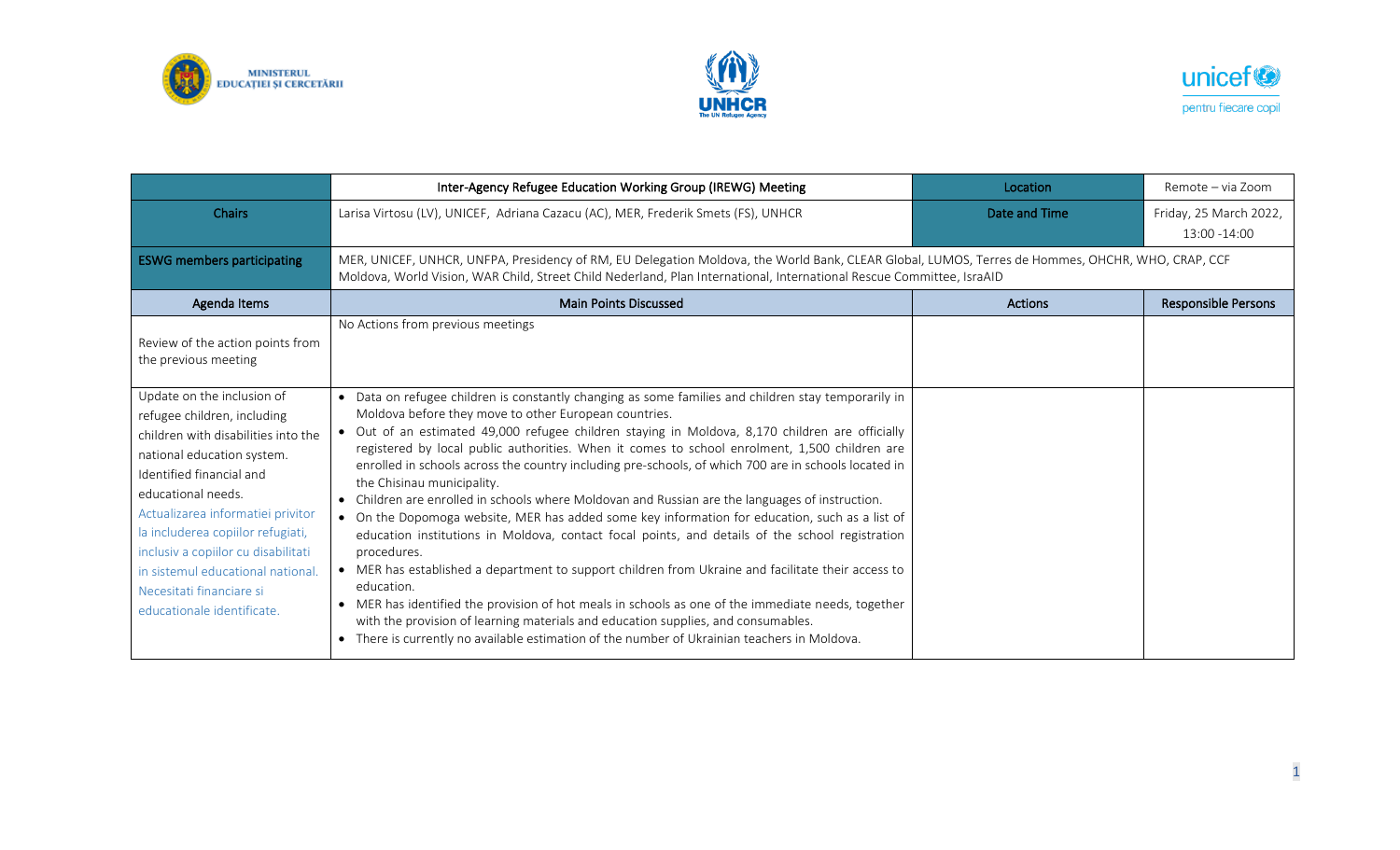| | Inter-Agency Refugee Education Working Group (IREWG) Meeting | Location | Remote – via Zoom |
|---|---|---|---|
| Chairs | Larisa Virtosu (LV), UNICEF, Adriana Cazacu (AC), MER, Frederik Smets (FS), UNHCR | Date and Time | Friday, 25 March 2022, 13:00 -14:00 |
| ESWG members participating | MER, UNICEF, UNHCR, UNFPA, Presidency of RM, EU Delegation Moldova, the World Bank, CLEAR Global, LUMOS, Terres de Hommes, OHCHR, WHO, CRAP, CCF Moldova, World Vision, WAR Child, Street Child Nederland, Plan International, International Rescue Committee, IsraAID | | |
| **Agenda Items** | **Main Points Discussed** | **Actions** | **Responsible Persons** |
| Review of the action points from the previous meeting | No Actions from previous meetings | | |
| Update on the inclusion of refugee children, including children with disabilities into the national education system. Identified financial and educational needs.<br>Actualizarea informatiei privitor la includerea copiilor refugiati, inclusiv a copiilor cu disabilitati in sistemul educational national. Necesitati financiare si educationale identificate. | • Data on refugee children is constantly changing as some families and children stay temporarily in Moldova before they move to other European countries.<br>• Out of an estimated 49,000 refugee children staying in Moldova, 8,170 children are officially registered by local public authorities. When it comes to school enrolment, 1,500 children are enrolled in schools across the country including pre-schools, of which 700 are in schools located in the Chisinau municipality.<br>• Children are enrolled in schools where Moldovan and Russian are the languages of instruction.<br>• On the Dopomoga website, MER has added some key information for education, such as a list of education institutions in Moldova, contact focal points, and details of the school registration procedures.<br>• MER has established a department to support children from Ukraine and facilitate their access to education.<br>• MER has identified the provision of hot meals in schools as one of the immediate needs, together with the provision of learning materials and education supplies, and consumables.<br>• There is currently no available estimation of the number of Ukrainian teachers in Moldova. | | |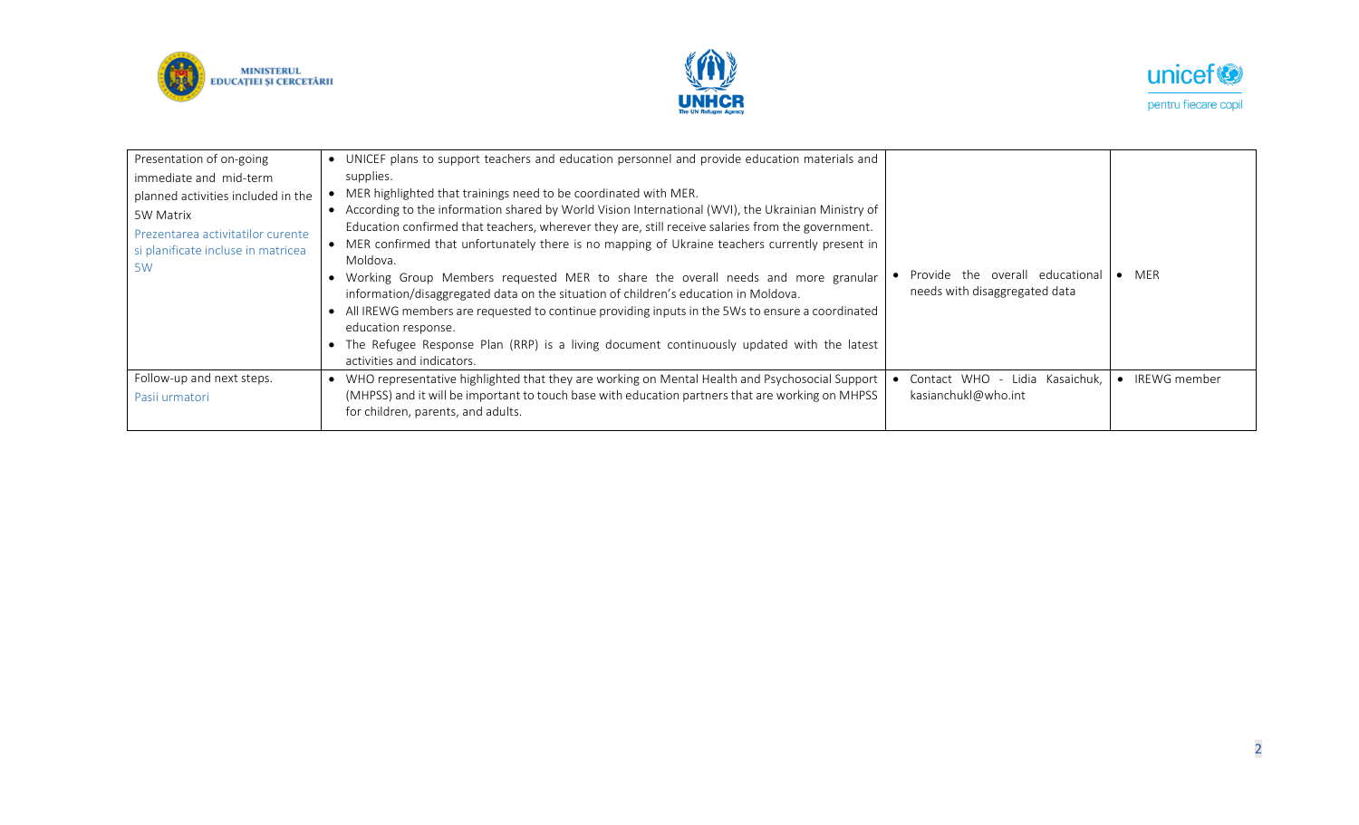| | | | |
|---|---|---|---|
| Presentation of on-going immediate and mid-term planned activities included in the 5W Matrix<br>Prezentarea activitatilor curente si planificate incluse in matricea 5W | • UNICEF plans to support teachers and education personnel and provide education materials and supplies.<br>• MER highlighted that trainings need to be coordinated with MER.<br>• According to the information shared by World Vision International (WVI), the Ukrainian Ministry of Education confirmed that teachers, wherever they are, still receive salaries from the government.<br>• MER confirmed that unfortunately there is no mapping of Ukraine teachers currently present in Moldova.<br>• Working Group Members requested MER to share the overall needs and more granular information/disaggregated data on the situation of children's education in Moldova.<br>• All IREWG members are requested to continue providing inputs in the 5Ws to ensure a coordinated education response.<br>• The Refugee Response Plan (RRP) is a living document continuously updated with the latest activities and indicators. | • Provide the overall educational needs with disaggregated data | • MER |
| Follow-up and next steps.<br>Pasii urmatori | • WHO representative highlighted that they are working on Mental Health and Psychosocial Support (MHPSS) and it will be important to touch base with education partners that are working on MHPSS for children, parents, and adults. | • Contact WHO - Lidia Kasaichuk, kasianchukl@who.int | • IREWG member |